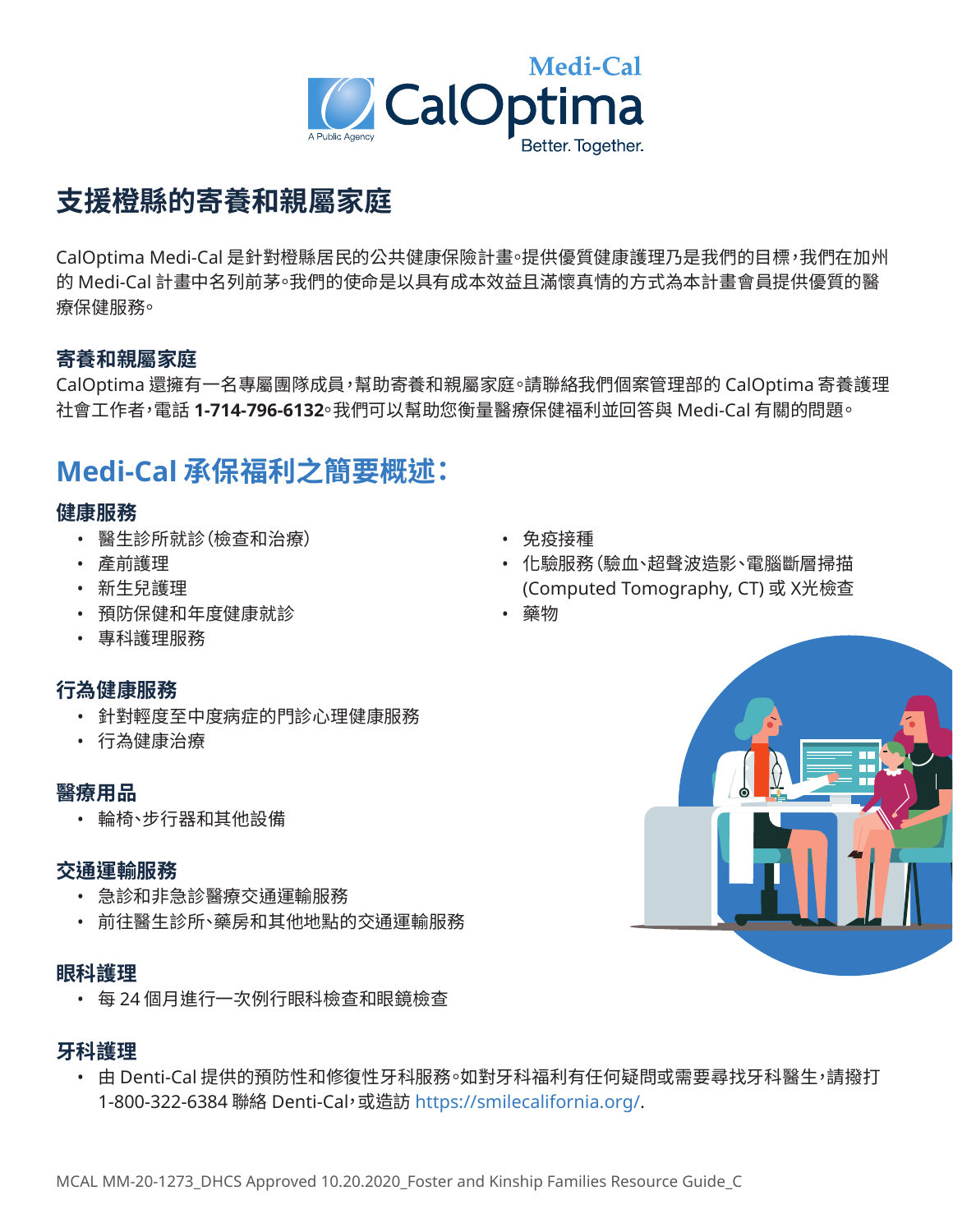# 支援橙縣的寄養和親屬家庭

CalOptima Medi-Cal 是針對橙縣居民的公共健康保險計畫。提供優質健康護理乃是我們的目標，我們在加州的 Medi-Cal 計畫中名列前茅。我們的使命是以具有成本效益且滿懷真情的方式為本計畫會員提供優質的醫療保健服務。

### 寄養和親屬家庭

CalOptima 還擁有一名專屬團隊成員，幫助寄養和親屬家庭。請聯絡我們個案管理部的 CalOptima 寄養護理社會工作者，電話 **1-714-796-6132**。我們可以幫助您衡量醫療保健福利並回答與 Medi-Cal 有關的問題。

## Medi-Cal 承保福利之簡要概述：

### 健康服務

- 醫生診所就診（檢查和治療）
- 產前護理
- 新生兒護理
- 預防保健和年度健康就診
- 專科護理服務
- 免疫接種
- 化驗服務（驗血、超聲波造影、電腦斷層掃描 (Computed Tomography, CT) 或 X光檢查
- 藥物

### 行為健康服務

- 針對輕度至中度病症的門診心理健康服務
- 行為健康治療

### 醫療用品

- 輪椅、步行器和其他設備

### 交通運輸服務

- 急診和非急診醫療交通運輸服務
- 前往醫生診所、藥房和其他地點的交通運輸服務

### 眼科護理

- 每 24 個月進行一次例行眼科檢查和眼鏡檢查

### 牙科護理

- 由 Denti-Cal 提供的預防性和修復性牙科服務。如對牙科福利有任何疑問或需要尋找牙科醫生，請撥打 1-800-322-6384 聯絡 Denti-Cal，或造訪 https://smilecalifornia.org/.

MCAL MM-20-1273_DHCS Approved 10.20.2020_Foster and Kinship Families Resource Guide_C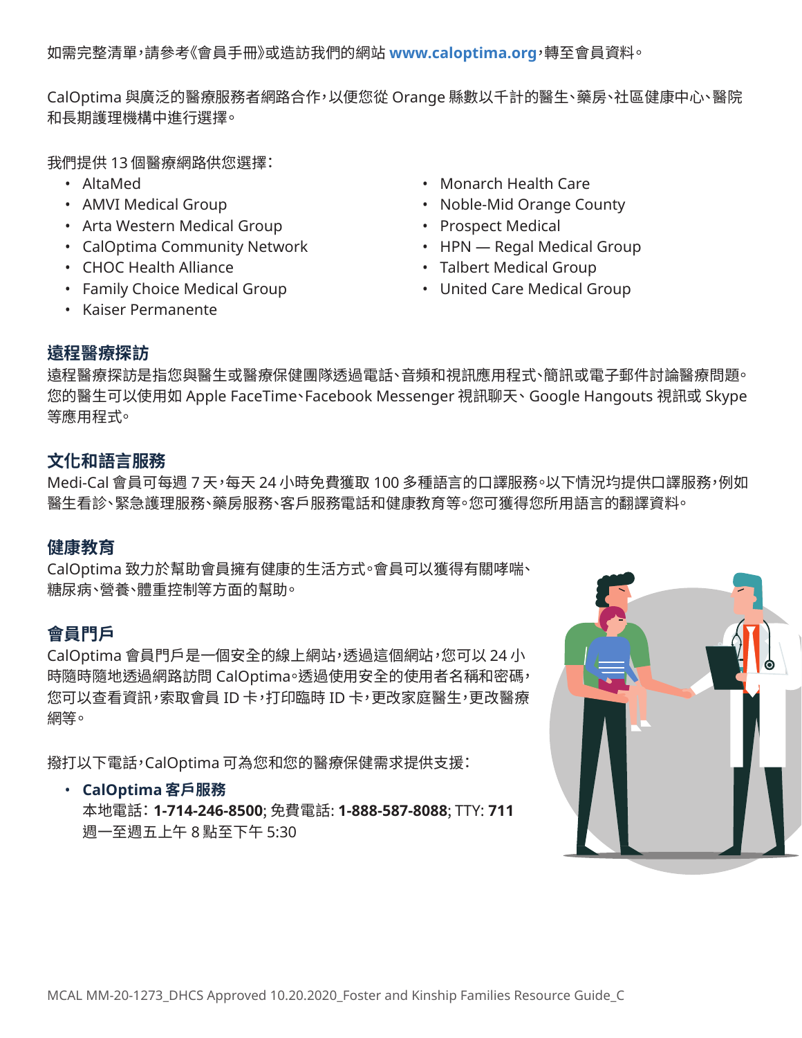如需完整清單，請參考《會員手冊》或造訪我們的網站 **www.caloptima.org**，轉至會員資料。

CalOptima 與廣泛的醫療服務者網路合作，以便您從 Orange 縣數以千計的醫生、藥房、社區健康中心、醫院和長期護理機構中進行選擇。

我們提供 13 個醫療網路供您選擇：

- AltaMed
- AMVI Medical Group
- Arta Western Medical Group
- CalOptima Community Network
- CHOC Health Alliance
- Family Choice Medical Group
- Kaiser Permanente
- Monarch Health Care
- Noble-Mid Orange County
- Prospect Medical
- HPN — Regal Medical Group
- Talbert Medical Group
- United Care Medical Group

## 遠程醫療探訪

遠程醫療探訪是指您與醫生或醫療保健團隊透過電話、音頻和視訊應用程式、簡訊或電子郵件討論醫療問題。您的醫生可以使用如 Apple FaceTime、Facebook Messenger 視訊聊天、Google Hangouts 視訊或 Skype 等應用程式。

## 文化和語言服務

Medi-Cal 會員可每週 7 天，每天 24 小時免費獲取 100 多種語言的口譯服務。以下情況均提供口譯服務，例如醫生看診、緊急護理服務、藥房服務、客戶服務電話和健康教育等。您可獲得您所用語言的翻譯資料。

## 健康教育

CalOptima 致力於幫助會員擁有健康的生活方式。會員可以獲得有關哮喘、糖尿病、營養、體重控制等方面的幫助。

## 會員門戶

CalOptima 會員門戶是一個安全的線上網站，透過這個網站，您可以 24 小時隨時隨地透過網路訪問 CalOptima。透過使用安全的使用者名稱和密碼，您可以查看資訊，索取會員 ID 卡，打印臨時 ID 卡，更改家庭醫生，更改醫療網等。

撥打以下電話，CalOptima 可為您和您的醫療保健需求提供支援：

- **CalOptima 客戶服務**
  本地電話：**1-714-246-8500**; 免費電話: **1-888-587-8088**; TTY: **711**
  週一至週五上午 8 點至下午 5:30

MCAL MM-20-1273_DHCS Approved 10.20.2020_Foster and Kinship Families Resource Guide_C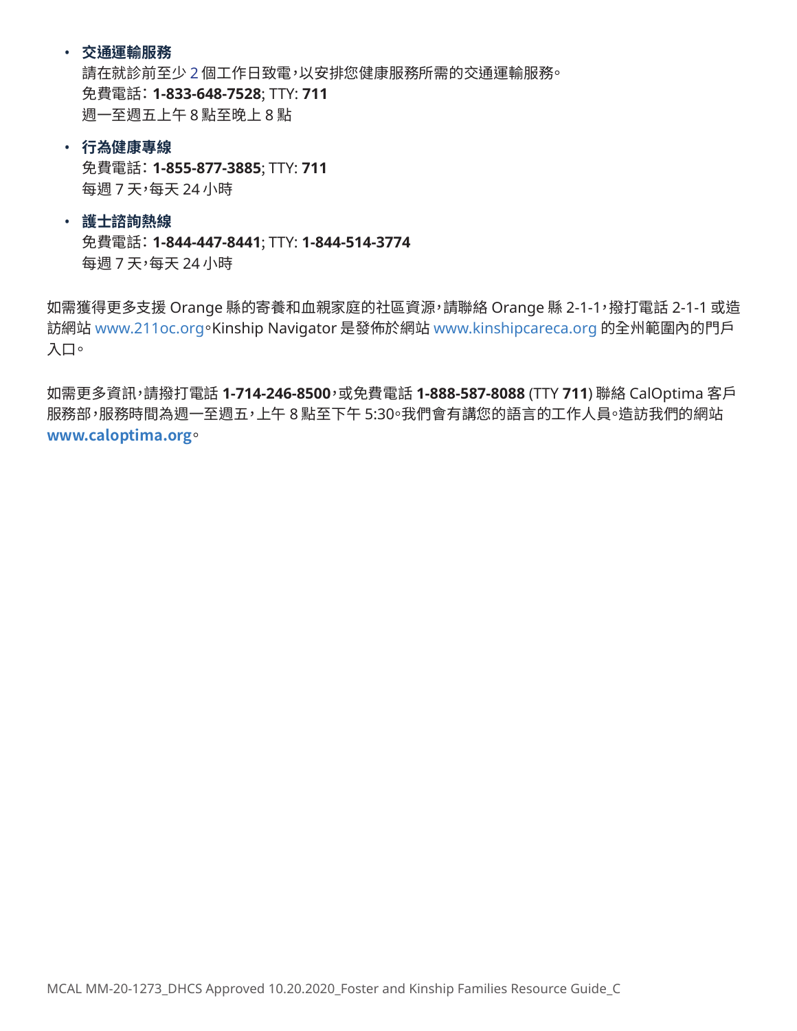- **交通運輸服務**
  請在就診前至少 2 個工作日致電，以安排您健康服務所需的交通運輸服務。
  免費電話：**1-833-648-7528**; TTY: **711**
  週一至週五上午 8 點至晚上 8 點

- **行為健康專線**
  免費電話：**1-855-877-3885**; TTY: **711**
  每週 7 天，每天 24 小時

- **護士諮詢熱線**
  免費電話：**1-844-447-8441**; TTY: **1-844-514-3774**
  每週 7 天，每天 24 小時

如需獲得更多支援 Orange 縣的寄養和血親家庭的社區資源，請聯絡 Orange 縣 2-1-1，撥打電話 2-1-1 或造訪網站 www.211oc.org。Kinship Navigator 是發佈於網站 www.kinshipcareca.org 的全州範圍內的門戶入口。

如需更多資訊，請撥打電話 **1-714-246-8500**，或免費電話 **1-888-587-8088** (TTY **711**) 聯絡 CalOptima 客戶服務部，服務時間為週一至週五，上午 8 點至下午 5:30。我們會有講您的語言的工作人員。造訪我們的網站 **www.caloptima.org**。

MCAL MM-20-1273_DHCS Approved 10.20.2020_Foster and Kinship Families Resource Guide_C